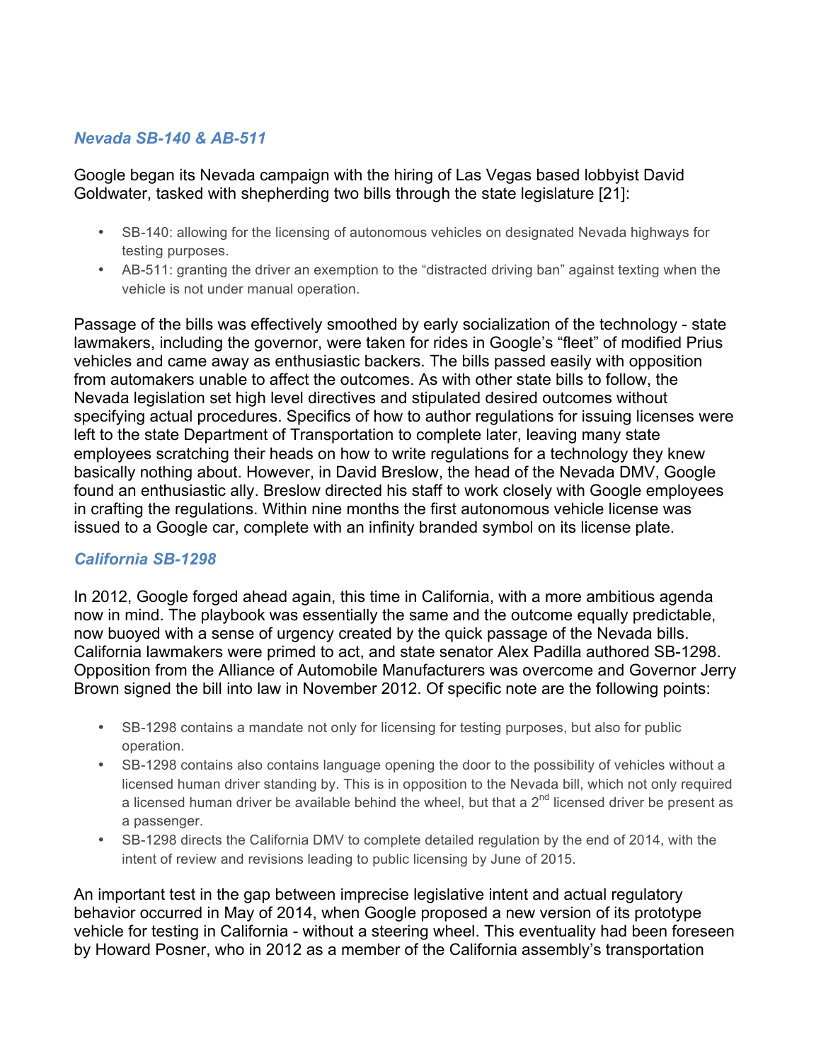### *Nevada SB-140 & AB-511*

Google began its Nevada campaign with the hiring of Las Vegas based lobbyist David Goldwater, tasked with shepherding two bills through the state legislature [21]:

- SB-140: allowing for the licensing of autonomous vehicles on designated Nevada highways for testing purposes.
- AB-511: granting the driver an exemption to the "distracted driving ban" against texting when the vehicle is not under manual operation.

Passage of the bills was effectively smoothed by early socialization of the technology - state lawmakers, including the governor, were taken for rides in Google's "fleet" of modified Prius vehicles and came away as enthusiastic backers. The bills passed easily with opposition from automakers unable to affect the outcomes. As with other state bills to follow, the Nevada legislation set high level directives and stipulated desired outcomes without specifying actual procedures. Specifics of how to author regulations for issuing licenses were left to the state Department of Transportation to complete later, leaving many state employees scratching their heads on how to write regulations for a technology they knew basically nothing about. However, in David Breslow, the head of the Nevada DMV, Google found an enthusiastic ally. Breslow directed his staff to work closely with Google employees in crafting the regulations. Within nine months the first autonomous vehicle license was issued to a Google car, complete with an infinity branded symbol on its license plate.

### *California SB-1298*

In 2012, Google forged ahead again, this time in California, with a more ambitious agenda now in mind. The playbook was essentially the same and the outcome equally predictable, now buoyed with a sense of urgency created by the quick passage of the Nevada bills. California lawmakers were primed to act, and state senator Alex Padilla authored SB-1298. Opposition from the Alliance of Automobile Manufacturers was overcome and Governor Jerry Brown signed the bill into law in November 2012. Of specific note are the following points:

- SB-1298 contains a mandate not only for licensing for testing purposes, but also for public operation.
- SB-1298 contains also contains language opening the door to the possibility of vehicles without a licensed human driver standing by. This is in opposition to the Nevada bill, which not only required a licensed human driver be available behind the wheel, but that a 2nd licensed driver be present as a passenger.
- SB-1298 directs the California DMV to complete detailed regulation by the end of 2014, with the intent of review and revisions leading to public licensing by June of 2015.

An important test in the gap between imprecise legislative intent and actual regulatory behavior occurred in May of 2014, when Google proposed a new version of its prototype vehicle for testing in California - without a steering wheel. This eventuality had been foreseen by Howard Posner, who in 2012 as a member of the California assembly's transportation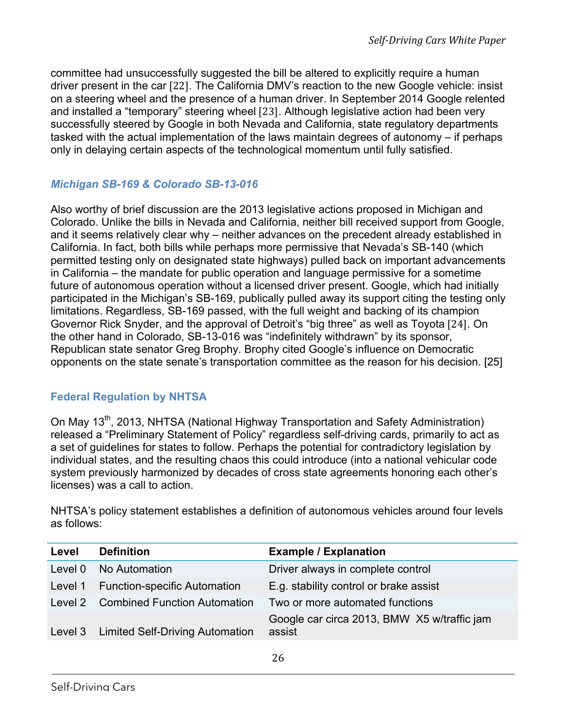committee had unsuccessfully suggested the bill be altered to explicitly require a human driver present in the car [22]. The California DMV's reaction to the new Google vehicle: insist on a steering wheel and the presence of a human driver. In September 2014 Google relented and installed a "temporary" steering wheel [23]. Although legislative action had been very successfully steered by Google in both Nevada and California, state regulatory departments tasked with the actual implementation of the laws maintain degrees of autonomy – if perhaps only in delaying certain aspects of the technological momentum until fully satisfied.

### *Michigan SB-169 & Colorado SB-13-016*

Also worthy of brief discussion are the 2013 legislative actions proposed in Michigan and Colorado. Unlike the bills in Nevada and California, neither bill received support from Google, and it seems relatively clear why – neither advances on the precedent already established in California. In fact, both bills while perhaps more permissive that Nevada's SB-140 (which permitted testing only on designated state highways) pulled back on important advancements in California – the mandate for public operation and language permissive for a sometime future of autonomous operation without a licensed driver present. Google, which had initially participated in the Michigan's SB-169, publically pulled away its support citing the testing only limitations. Regardless, SB-169 passed, with the full weight and backing of its champion Governor Rick Snyder, and the approval of Detroit's "big three" as well as Toyota [24]. On the other hand in Colorado, SB-13-016 was "indefinitely withdrawn" by its sponsor, Republican state senator Greg Brophy. Brophy cited Google's influence on Democratic opponents on the state senate's transportation committee as the reason for his decision. [25]

### Federal Regulation by NHTSA

On May 13th, 2013, NHTSA (National Highway Transportation and Safety Administration) released a "Preliminary Statement of Policy" regardless self-driving cards, primarily to act as a set of guidelines for states to follow. Perhaps the potential for contradictory legislation by individual states, and the resulting chaos this could introduce (into a national vehicular code system previously harmonized by decades of cross state agreements honoring each other's licenses) was a call to action.

NHTSA's policy statement establishes a definition of autonomous vehicles around four levels as follows:

| Level | Definition | Example / Explanation |
|---|---|---|
| Level 0 | No Automation | Driver always in complete control |
| Level 1 | Function-specific Automation | E.g. stability control or brake assist |
| Level 2 | Combined Function Automation | Two or more automated functions |
| Level 3 | Limited Self-Driving Automation | Google car circa 2013, BMW X5 w/traffic jam assist |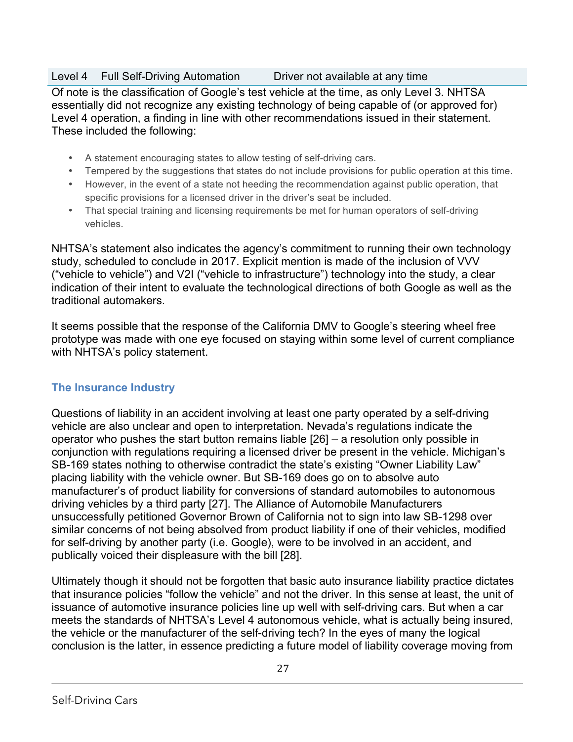| Level 4 | Full Self-Driving Automation | Driver not available at any time |
|---|---|---|

Of note is the classification of Google's test vehicle at the time, as only Level 3. NHTSA essentially did not recognize any existing technology of being capable of (or approved for) Level 4 operation, a finding in line with other recommendations issued in their statement. These included the following:

- A statement encouraging states to allow testing of self-driving cars.
- Tempered by the suggestions that states do not include provisions for public operation at this time.
- However, in the event of a state not heeding the recommendation against public operation, that specific provisions for a licensed driver in the driver's seat be included.
- That special training and licensing requirements be met for human operators of self-driving vehicles.

NHTSA's statement also indicates the agency's commitment to running their own technology study, scheduled to conclude in 2017. Explicit mention is made of the inclusion of VVV ("vehicle to vehicle") and V2I ("vehicle to infrastructure") technology into the study, a clear indication of their intent to evaluate the technological directions of both Google as well as the traditional automakers.

It seems possible that the response of the California DMV to Google's steering wheel free prototype was made with one eye focused on staying within some level of current compliance with NHTSA's policy statement.

### The Insurance Industry

Questions of liability in an accident involving at least one party operated by a self-driving vehicle are also unclear and open to interpretation. Nevada's regulations indicate the operator who pushes the start button remains liable [26] – a resolution only possible in conjunction with regulations requiring a licensed driver be present in the vehicle. Michigan's SB-169 states nothing to otherwise contradict the state's existing "Owner Liability Law" placing liability with the vehicle owner. But SB-169 does go on to absolve auto manufacturer's of product liability for conversions of standard automobiles to autonomous driving vehicles by a third party [27]. The Alliance of Automobile Manufacturers unsuccessfully petitioned Governor Brown of California not to sign into law SB-1298 over similar concerns of not being absolved from product liability if one of their vehicles, modified for self-driving by another party (i.e. Google), were to be involved in an accident, and publically voiced their displeasure with the bill [28].

Ultimately though it should not be forgotten that basic auto insurance liability practice dictates that insurance policies "follow the vehicle" and not the driver. In this sense at least, the unit of issuance of automotive insurance policies line up well with self-driving cars. But when a car meets the standards of NHTSA's Level 4 autonomous vehicle, what is actually being insured, the vehicle or the manufacturer of the self-driving tech? In the eyes of many the logical conclusion is the latter, in essence predicting a future model of liability coverage moving from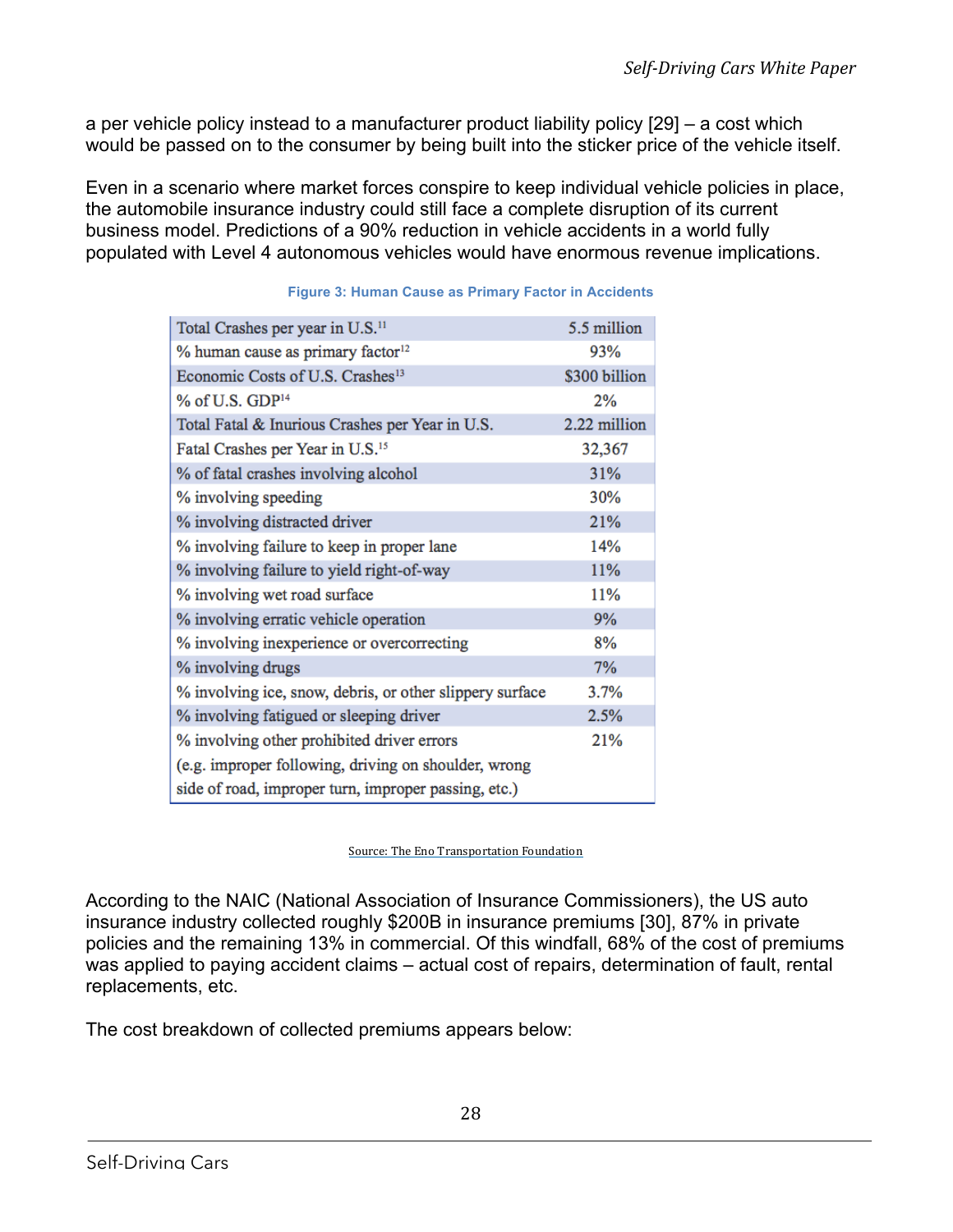a per vehicle policy instead to a manufacturer product liability policy [29] – a cost which would be passed on to the consumer by being built into the sticker price of the vehicle itself.

Even in a scenario where market forces conspire to keep individual vehicle policies in place, the automobile insurance industry could still face a complete disruption of its current business model. Predictions of a 90% reduction in vehicle accidents in a world fully populated with Level 4 autonomous vehicles would have enormous revenue implications.

**Figure 3: Human Cause as Primary Factor in Accidents**

| | |
|---|---|
| Total Crashes per year in U.S.[11] | 5.5 million |
| % human cause as primary factor[12] | 93% |
| Economic Costs of U.S. Crashes[13] | $300 billion |
| % of U.S. GDP[14] | 2% |
| Total Fatal & Inurious Crashes per Year in U.S. | 2.22 million |
| Fatal Crashes per Year in U.S.[15] | 32,367 |
| % of fatal crashes involving alcohol | 31% |
| % involving speeding | 30% |
| % involving distracted driver | 21% |
| % involving failure to keep in proper lane | 14% |
| % involving failure to yield right-of-way | 11% |
| % involving wet road surface | 11% |
| % involving erratic vehicle operation | 9% |
| % involving inexperience or overcorrecting | 8% |
| % involving drugs | 7% |
| % involving ice, snow, debris, or other slippery surface | 3.7% |
| % involving fatigued or sleeping driver | 2.5% |
| % involving other prohibited driver errors (e.g. improper following, driving on shoulder, wrong side of road, improper turn, improper passing, etc.) | 21% |

Source: The Eno Transportation Foundation

According to the NAIC (National Association of Insurance Commissioners), the US auto insurance industry collected roughly $200B in insurance premiums [30], 87% in private policies and the remaining 13% in commercial. Of this windfall, 68% of the cost of premiums was applied to paying accident claims – actual cost of repairs, determination of fault, rental replacements, etc.

The cost breakdown of collected premiums appears below: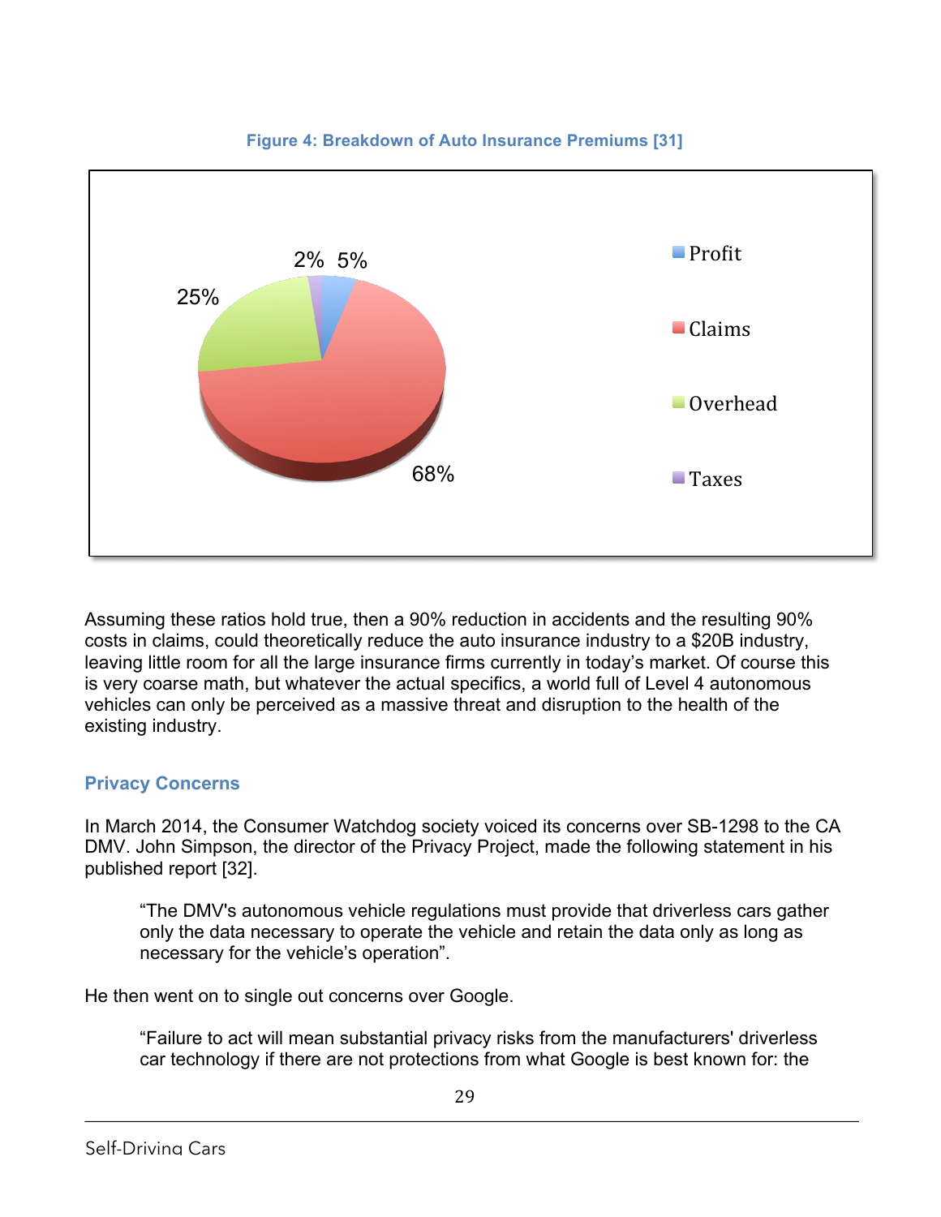**Figure 4: Breakdown of Auto Insurance Premiums [31]**

| Category | Percentage |
| --- | --- |
| Profit | 5% |
| Claims | 68% |
| Overhead | 25% |
| Taxes | 2% |

Assuming these ratios hold true, then a 90% reduction in accidents and the resulting 90% costs in claims, could theoretically reduce the auto insurance industry to a $20B industry, leaving little room for all the large insurance firms currently in today's market. Of course this is very coarse math, but whatever the actual specifics, a world full of Level 4 autonomous vehicles can only be perceived as a massive threat and disruption to the health of the existing industry.

## Privacy Concerns

In March 2014, the Consumer Watchdog society voiced its concerns over SB-1298 to the CA DMV. John Simpson, the director of the Privacy Project, made the following statement in his published report [32].

> "The DMV's autonomous vehicle regulations must provide that driverless cars gather only the data necessary to operate the vehicle and retain the data only as long as necessary for the vehicle's operation".

He then went on to single out concerns over Google.

> "Failure to act will mean substantial privacy risks from the manufacturers' driverless car technology if there are not protections from what Google is best known for: the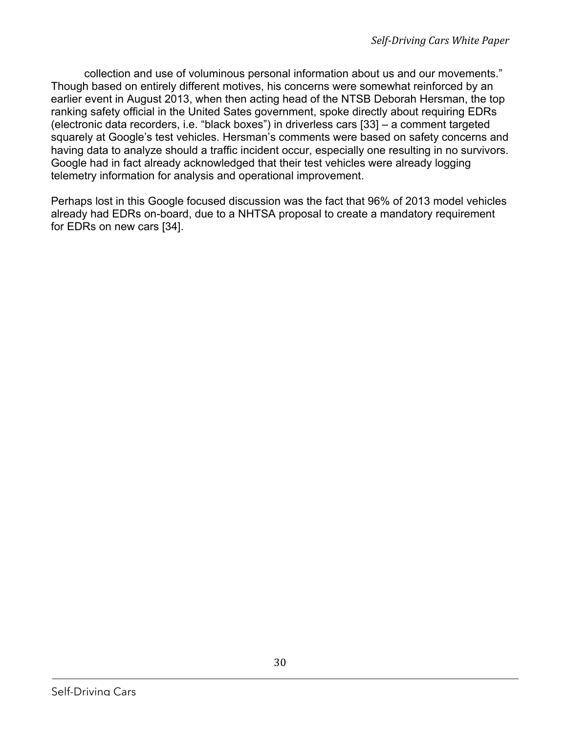collection and use of voluminous personal information about us and our movements." Though based on entirely different motives, his concerns were somewhat reinforced by an earlier event in August 2013, when then acting head of the NTSB Deborah Hersman, the top ranking safety official in the United Sates government, spoke directly about requiring EDRs (electronic data recorders, i.e. "black boxes") in driverless cars [33] – a comment targeted squarely at Google's test vehicles. Hersman's comments were based on safety concerns and having data to analyze should a traffic incident occur, especially one resulting in no survivors. Google had in fact already acknowledged that their test vehicles were already logging telemetry information for analysis and operational improvement.

Perhaps lost in this Google focused discussion was the fact that 96% of 2013 model vehicles already had EDRs on-board, due to a NHTSA proposal to create a mandatory requirement for EDRs on new cars [34].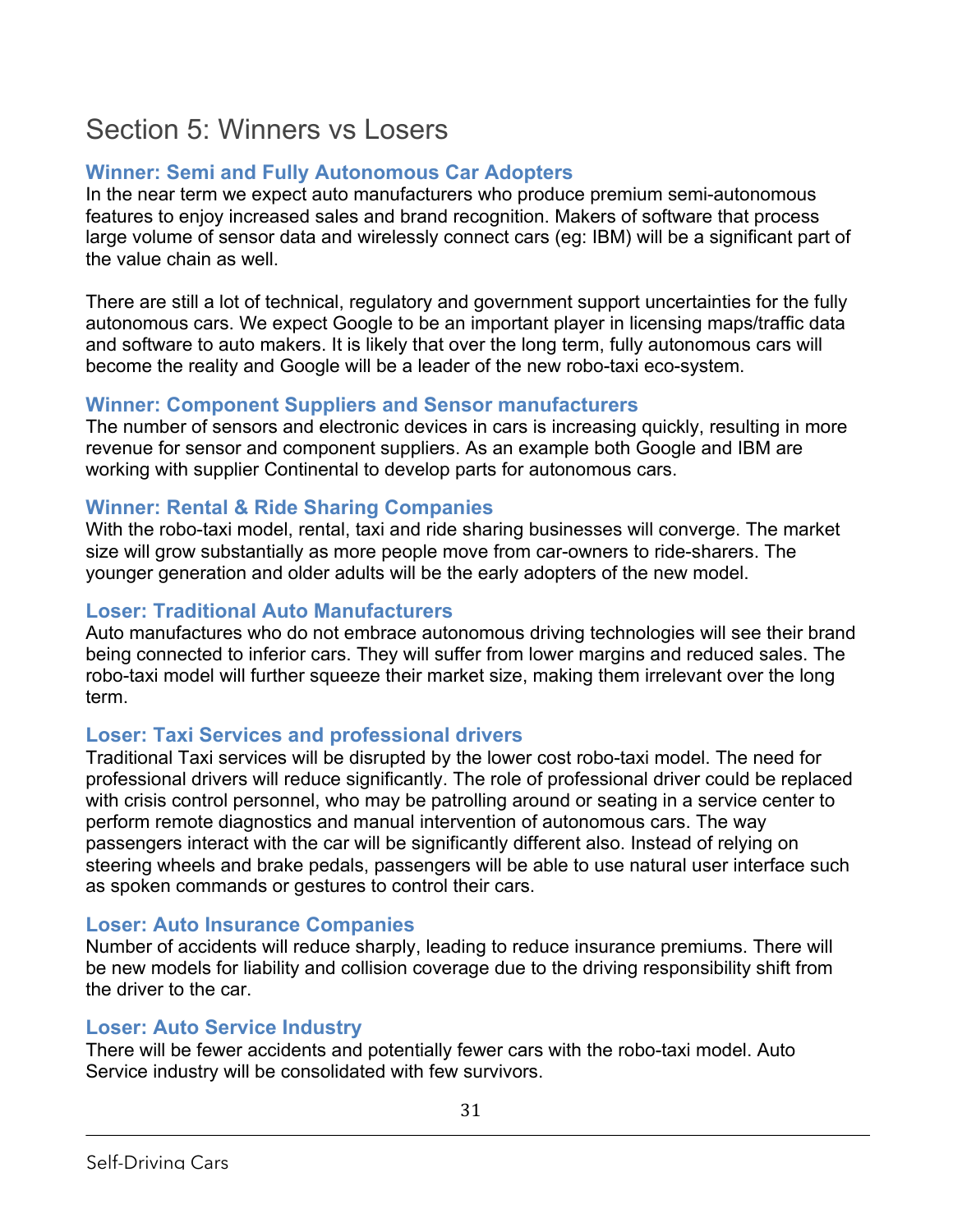# Section 5: Winners vs Losers

### Winner: Semi and Fully Autonomous Car Adopters

In the near term we expect auto manufacturers who produce premium semi-autonomous features to enjoy increased sales and brand recognition. Makers of software that process large volume of sensor data and wirelessly connect cars (eg: IBM) will be a significant part of the value chain as well.

There are still a lot of technical, regulatory and government support uncertainties for the fully autonomous cars. We expect Google to be an important player in licensing maps/traffic data and software to auto makers. It is likely that over the long term, fully autonomous cars will become the reality and Google will be a leader of the new robo-taxi eco-system.

### Winner: Component Suppliers and Sensor manufacturers

The number of sensors and electronic devices in cars is increasing quickly, resulting in more revenue for sensor and component suppliers. As an example both Google and IBM are working with supplier Continental to develop parts for autonomous cars.

### Winner: Rental & Ride Sharing Companies

With the robo-taxi model, rental, taxi and ride sharing businesses will converge. The market size will grow substantially as more people move from car-owners to ride-sharers. The younger generation and older adults will be the early adopters of the new model.

### Loser: Traditional Auto Manufacturers

Auto manufactures who do not embrace autonomous driving technologies will see their brand being connected to inferior cars. They will suffer from lower margins and reduced sales. The robo-taxi model will further squeeze their market size, making them irrelevant over the long term.

### Loser: Taxi Services and professional drivers

Traditional Taxi services will be disrupted by the lower cost robo-taxi model. The need for professional drivers will reduce significantly. The role of professional driver could be replaced with crisis control personnel, who may be patrolling around or seating in a service center to perform remote diagnostics and manual intervention of autonomous cars. The way passengers interact with the car will be significantly different also. Instead of relying on steering wheels and brake pedals, passengers will be able to use natural user interface such as spoken commands or gestures to control their cars.

### Loser: Auto Insurance Companies

Number of accidents will reduce sharply, leading to reduce insurance premiums. There will be new models for liability and collision coverage due to the driving responsibility shift from the driver to the car.

### Loser: Auto Service Industry

There will be fewer accidents and potentially fewer cars with the robo-taxi model. Auto Service industry will be consolidated with few survivors.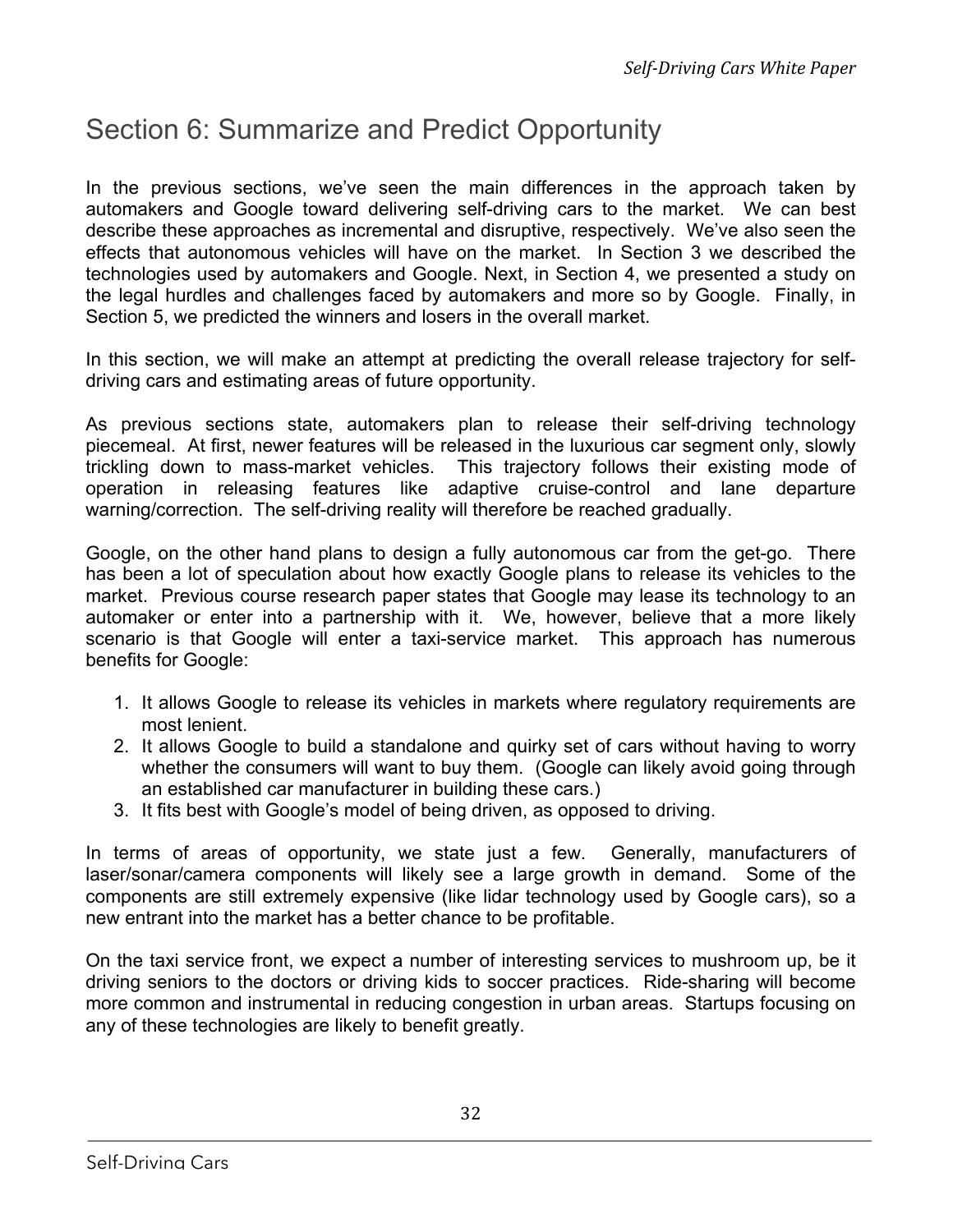# Section 6: Summarize and Predict Opportunity

In the previous sections, we've seen the main differences in the approach taken by automakers and Google toward delivering self-driving cars to the market. We can best describe these approaches as incremental and disruptive, respectively. We've also seen the effects that autonomous vehicles will have on the market. In Section 3 we described the technologies used by automakers and Google. Next, in Section 4, we presented a study on the legal hurdles and challenges faced by automakers and more so by Google. Finally, in Section 5, we predicted the winners and losers in the overall market.

In this section, we will make an attempt at predicting the overall release trajectory for self-driving cars and estimating areas of future opportunity.

As previous sections state, automakers plan to release their self-driving technology piecemeal. At first, newer features will be released in the luxurious car segment only, slowly trickling down to mass-market vehicles. This trajectory follows their existing mode of operation in releasing features like adaptive cruise-control and lane departure warning/correction. The self-driving reality will therefore be reached gradually.

Google, on the other hand plans to design a fully autonomous car from the get-go. There has been a lot of speculation about how exactly Google plans to release its vehicles to the market. Previous course research paper states that Google may lease its technology to an automaker or enter into a partnership with it. We, however, believe that a more likely scenario is that Google will enter a taxi-service market. This approach has numerous benefits for Google:

1. It allows Google to release its vehicles in markets where regulatory requirements are most lenient.
2. It allows Google to build a standalone and quirky set of cars without having to worry whether the consumers will want to buy them. (Google can likely avoid going through an established car manufacturer in building these cars.)
3. It fits best with Google's model of being driven, as opposed to driving.

In terms of areas of opportunity, we state just a few. Generally, manufacturers of laser/sonar/camera components will likely see a large growth in demand. Some of the components are still extremely expensive (like lidar technology used by Google cars), so a new entrant into the market has a better chance to be profitable.

On the taxi service front, we expect a number of interesting services to mushroom up, be it driving seniors to the doctors or driving kids to soccer practices. Ride-sharing will become more common and instrumental in reducing congestion in urban areas. Startups focusing on any of these technologies are likely to benefit greatly.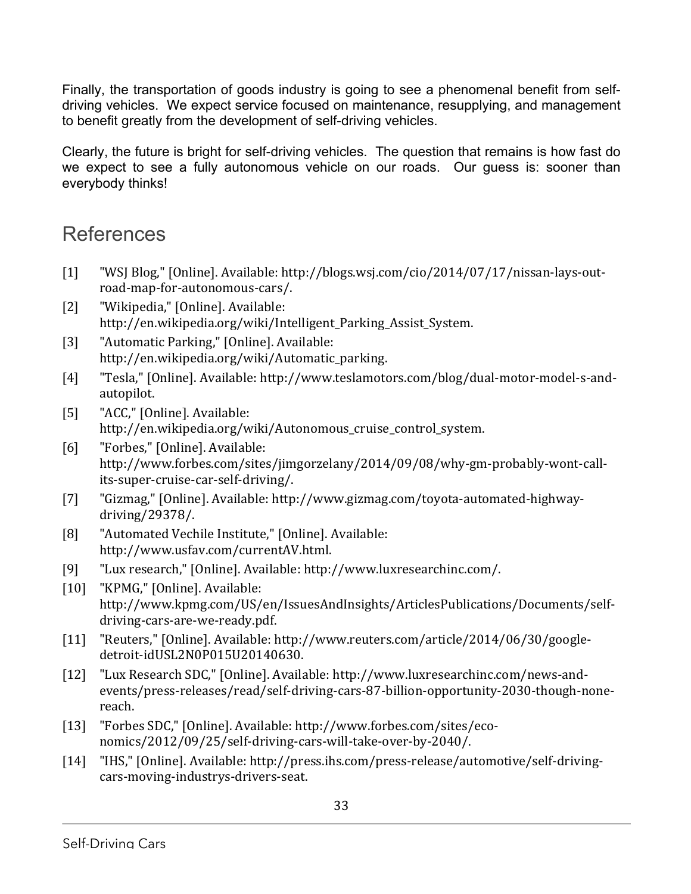Finally, the transportation of goods industry is going to see a phenomenal benefit from self-driving vehicles. We expect service focused on maintenance, resupplying, and management to benefit greatly from the development of self-driving vehicles.

Clearly, the future is bright for self-driving vehicles. The question that remains is how fast do we expect to see a fully autonomous vehicle on our roads. Our guess is: sooner than everybody thinks!

# References

[1] "WSJ Blog," [Online]. Available: http://blogs.wsj.com/cio/2014/07/17/nissan-lays-out-road-map-for-autonomous-cars/.

[2] "Wikipedia," [Online]. Available: http://en.wikipedia.org/wiki/Intelligent_Parking_Assist_System.

[3] "Automatic Parking," [Online]. Available: http://en.wikipedia.org/wiki/Automatic_parking.

[4] "Tesla," [Online]. Available: http://www.teslamotors.com/blog/dual-motor-model-s-and-autopilot.

[5] "ACC," [Online]. Available: http://en.wikipedia.org/wiki/Autonomous_cruise_control_system.

[6] "Forbes," [Online]. Available: http://www.forbes.com/sites/jimgorzelany/2014/09/08/why-gm-probably-wont-call-its-super-cruise-car-self-driving/.

[7] "Gizmag," [Online]. Available: http://www.gizmag.com/toyota-automated-highway-driving/29378/.

[8] "Automated Vechile Institute," [Online]. Available: http://www.usfav.com/currentAV.html.

[9] "Lux research," [Online]. Available: http://www.luxresearchinc.com/.

[10] "KPMG," [Online]. Available: http://www.kpmg.com/US/en/IssuesAndInsights/ArticlesPublications/Documents/self-driving-cars-are-we-ready.pdf.

[11] "Reuters," [Online]. Available: http://www.reuters.com/article/2014/06/30/google-detroit-idUSL2N0P015U20140630.

[12] "Lux Research SDC," [Online]. Available: http://www.luxresearchinc.com/news-and-events/press-releases/read/self-driving-cars-87-billion-opportunity-2030-though-none-reach.

[13] "Forbes SDC," [Online]. Available: http://www.forbes.com/sites/eco-nomics/2012/09/25/self-driving-cars-will-take-over-by-2040/.

[14] "IHS," [Online]. Available: http://press.ihs.com/press-release/automotive/self-driving-cars-moving-industrys-drivers-seat.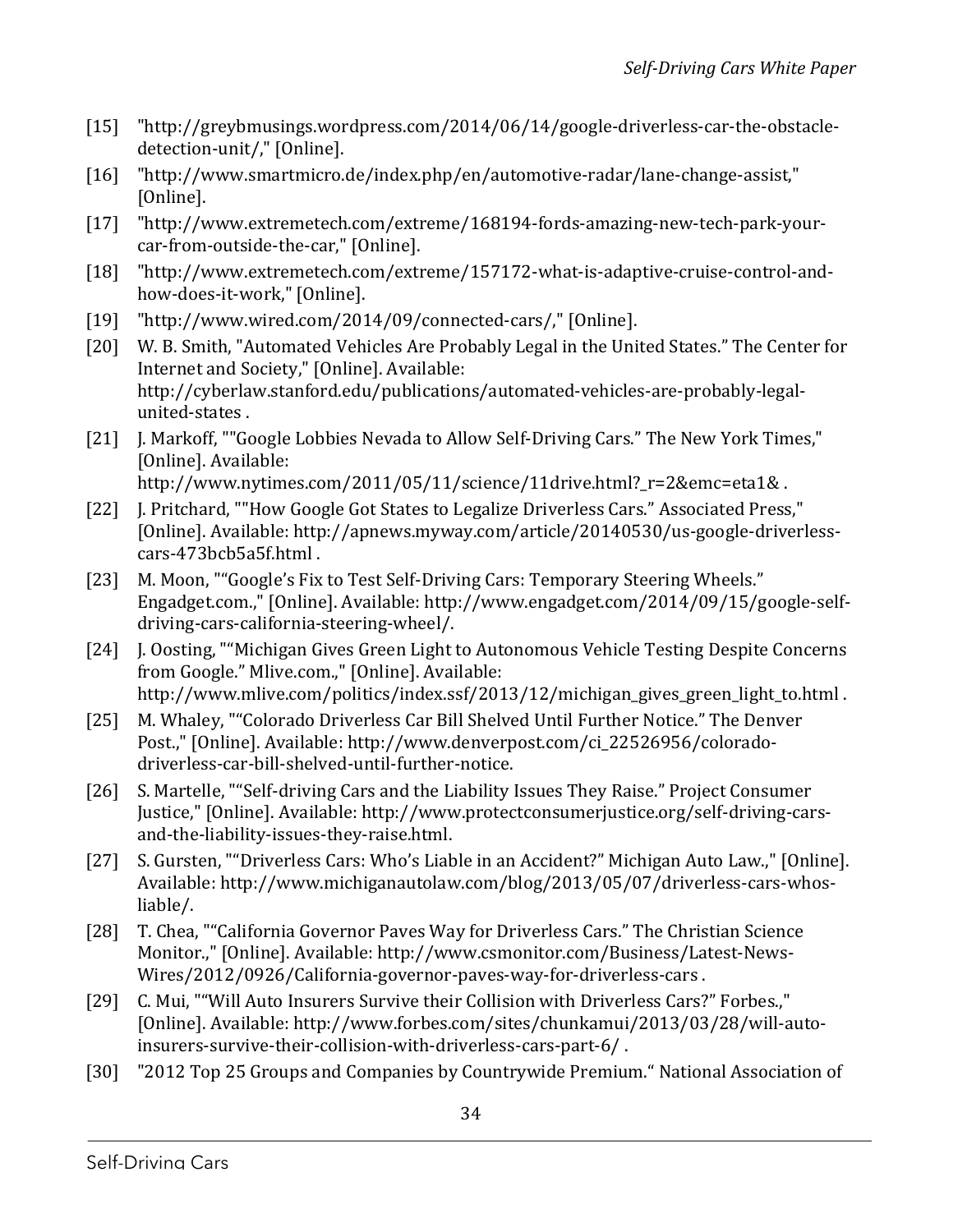[15] "http://greybmusings.wordpress.com/2014/06/14/google-driverless-car-the-obstacle-detection-unit/," [Online].

[16] "http://www.smartmicro.de/index.php/en/automotive-radar/lane-change-assist," [Online].

[17] "http://www.extremetech.com/extreme/168194-fords-amazing-new-tech-park-your-car-from-outside-the-car," [Online].

[18] "http://www.extremetech.com/extreme/157172-what-is-adaptive-cruise-control-and-how-does-it-work," [Online].

[19] "http://www.wired.com/2014/09/connected-cars/," [Online].

[20] W. B. Smith, "Automated Vehicles Are Probably Legal in the United States." The Center for Internet and Society," [Online]. Available: http://cyberlaw.stanford.edu/publications/automated-vehicles-are-probably-legal-united-states .

[21] J. Markoff, ""Google Lobbies Nevada to Allow Self-Driving Cars." The New York Times," [Online]. Available: http://www.nytimes.com/2011/05/11/science/11drive.html?_r=2&emc=eta1& .

[22] J. Pritchard, ""How Google Got States to Legalize Driverless Cars." Associated Press," [Online]. Available: http://apnews.myway.com/article/20140530/us-google-driverless-cars-473bcb5a5f.html .

[23] M. Moon, ""Google's Fix to Test Self-Driving Cars: Temporary Steering Wheels." Engadget.com.," [Online]. Available: http://www.engadget.com/2014/09/15/google-self-driving-cars-california-steering-wheel/.

[24] J. Oosting, ""Michigan Gives Green Light to Autonomous Vehicle Testing Despite Concerns from Google." Mlive.com.," [Online]. Available: http://www.mlive.com/politics/index.ssf/2013/12/michigan_gives_green_light_to.html .

[25] M. Whaley, ""Colorado Driverless Car Bill Shelved Until Further Notice." The Denver Post.," [Online]. Available: http://www.denverpost.com/ci_22526956/colorado-driverless-car-bill-shelved-until-further-notice.

[26] S. Martelle, ""Self-driving Cars and the Liability Issues They Raise." Project Consumer Justice," [Online]. Available: http://www.protectconsumerjustice.org/self-driving-cars-and-the-liability-issues-they-raise.html.

[27] S. Gursten, ""Driverless Cars: Who's Liable in an Accident?" Michigan Auto Law.," [Online]. Available: http://www.michiganautolaw.com/blog/2013/05/07/driverless-cars-whos-liable/.

[28] T. Chea, ""California Governor Paves Way for Driverless Cars." The Christian Science Monitor.," [Online]. Available: http://www.csmonitor.com/Business/Latest-News-Wires/2012/0926/California-governor-paves-way-for-driverless-cars .

[29] C. Mui, ""Will Auto Insurers Survive their Collision with Driverless Cars?" Forbes.," [Online]. Available: http://www.forbes.com/sites/chunkamui/2013/03/28/will-auto-insurers-survive-their-collision-with-driverless-cars-part-6/ .

[30] "2012 Top 25 Groups and Companies by Countrywide Premium." National Association of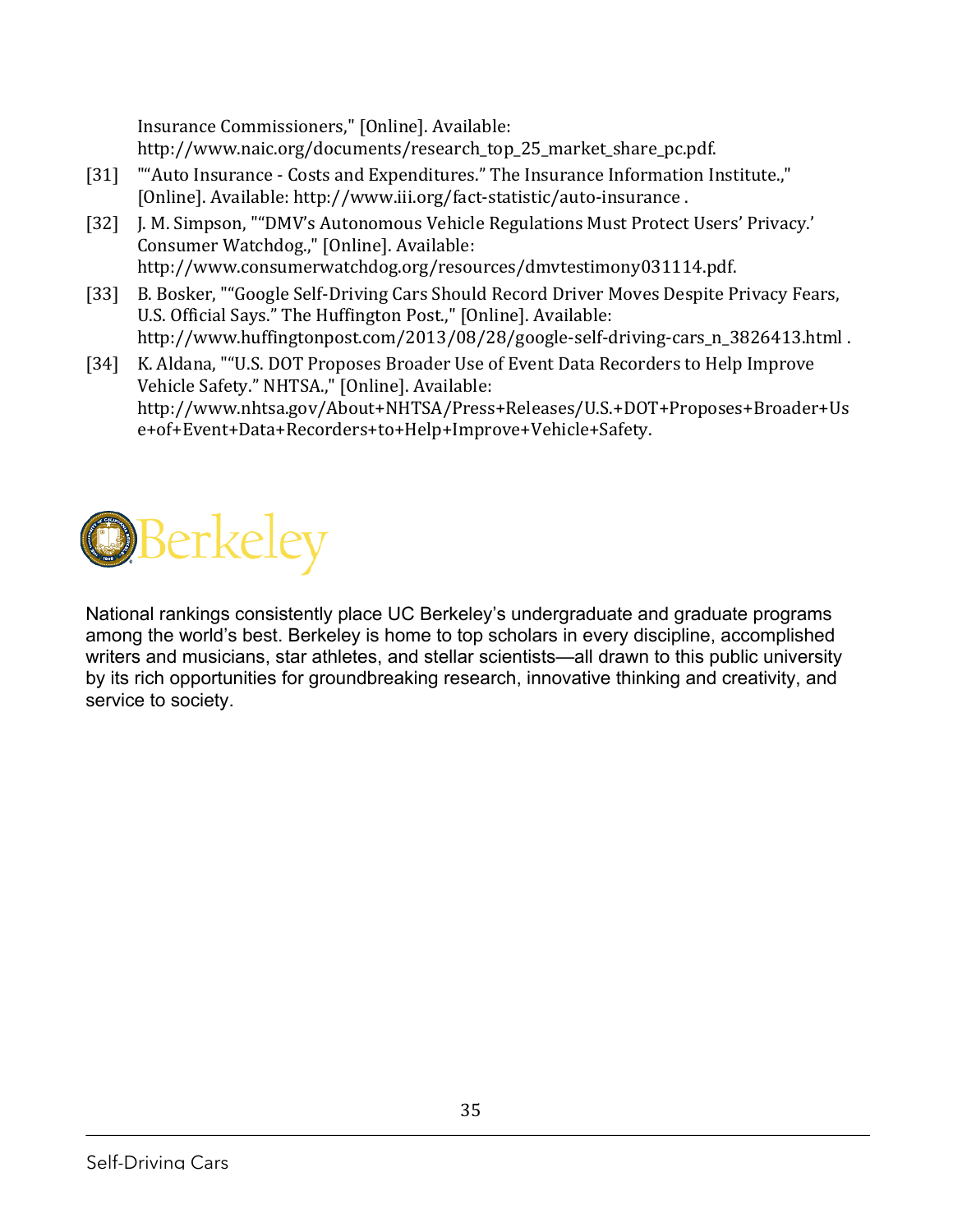Insurance Commissioners," [Online]. Available: http://www.naic.org/documents/research_top_25_market_share_pc.pdf.

[31] ""Auto Insurance - Costs and Expenditures." The Insurance Information Institute.," [Online]. Available: http://www.iii.org/fact-statistic/auto-insurance .

[32] J. M. Simpson, ""DMV's Autonomous Vehicle Regulations Must Protect Users' Privacy.' Consumer Watchdog.," [Online]. Available: http://www.consumerwatchdog.org/resources/dmvtestimony031114.pdf.

[33] B. Bosker, ""Google Self-Driving Cars Should Record Driver Moves Despite Privacy Fears, U.S. Official Says." The Huffington Post.," [Online]. Available: http://www.huffingtonpost.com/2013/08/28/google-self-driving-cars_n_3826413.html .

[34] K. Aldana, ""U.S. DOT Proposes Broader Use of Event Data Recorders to Help Improve Vehicle Safety." NHTSA.," [Online]. Available: http://www.nhtsa.gov/About+NHTSA/Press+Releases/U.S.+DOT+Proposes+Broader+Use+of+Event+Data+Recorders+to+Help+Improve+Vehicle+Safety.

Berkeley

National rankings consistently place UC Berkeley's undergraduate and graduate programs among the world's best. Berkeley is home to top scholars in every discipline, accomplished writers and musicians, star athletes, and stellar scientists—all drawn to this public university by its rich opportunities for groundbreaking research, innovative thinking and creativity, and service to society.